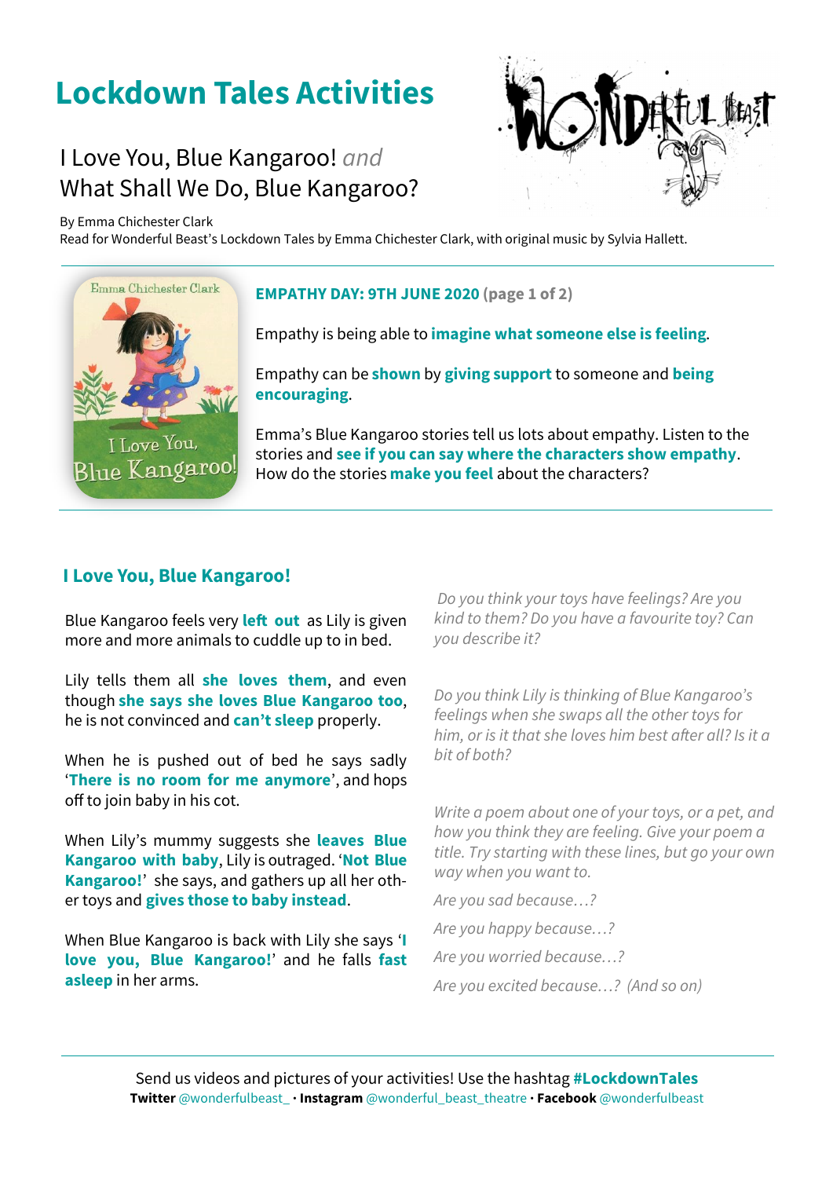# Lockdown Tales Activities

## I Love You, Blue Kangaroo! *and* What Shall We Do, Blue Kangaroo?

By Emma Chichester Clark
Read for Wonderful Beast's Lockdown Tales by Emma Chichester Clark, with original music by Sylvia Hallett.

**EMPATHY DAY: 9TH JUNE 2020** (page 1 of 2)

Empathy is being able to **imagine what someone else is feeling**.

Empathy can be **shown** by **giving support** to someone and **being encouraging**.

Emma's Blue Kangaroo stories tell us lots about empathy. Listen to the stories and **see if you can say where the characters show empathy**. How do the stories **make you feel** about the characters?

### I Love You, Blue Kangaroo!

Blue Kangaroo feels very **left out** as Lily is given more and more animals to cuddle up to in bed.

Lily tells them all **she loves them**, and even though **she says she loves Blue Kangaroo too**, he is not convinced and **can't sleep** properly.

When he is pushed out of bed he says sadly '**There is no room for me anymore**', and hops off to join baby in his cot.

When Lily's mummy suggests she **leaves Blue Kangaroo with baby**, Lily is outraged. '**Not Blue Kangaroo!**' she says, and gathers up all her other toys and **gives those to baby instead**.

When Blue Kangaroo is back with Lily she says '**I love you, Blue Kangaroo!**' and he falls **fast asleep** in her arms.

*Do you think your toys have feelings? Are you kind to them? Do you have a favourite toy? Can you describe it?*

*Do you think Lily is thinking of Blue Kangaroo's feelings when she swaps all the other toys for him, or is it that she loves him best after all? Is it a bit of both?*

*Write a poem about one of your toys, or a pet, and how you think they are feeling. Give your poem a title. Try starting with these lines, but go your own way when you want to.*

*Are you sad because…?*

*Are you happy because…?*

*Are you worried because…?*

*Are you excited because…? (And so on)*

Send us videos and pictures of your activities! Use the hashtag **#LockdownTales**
**Twitter** @wonderfulbeast_ • **Instagram** @wonderful_beast_theatre • **Facebook** @wonderfulbeast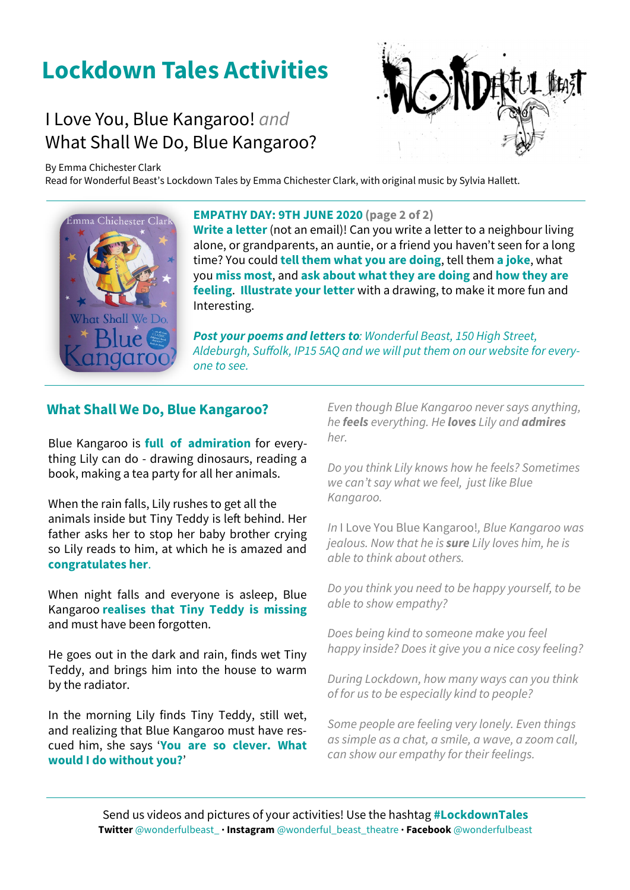# Lockdown Tales Activities

## I Love You, Blue Kangaroo! *and* What Shall We Do, Blue Kangaroo?

By Emma Chichester Clark

Read for Wonderful Beast's Lockdown Tales by Emma Chichester Clark, with original music by Sylvia Hallett.

**EMPATHY DAY: 9TH JUNE 2020 (page 2 of 2)**

**Write a letter** (not an email)! Can you write a letter to a neighbour living alone, or grandparents, an auntie, or a friend you haven't seen for a long time? You could **tell them what you are doing**, tell them **a joke**, what you **miss most**, and **ask about what they are doing** and **how they are feeling**. **Illustrate your letter** with a drawing, to make it more fun and Interesting.

***Post your poems and letters to****: Wonderful Beast, 150 High Street, Aldeburgh, Suffolk, IP15 5AQ and we will put them on our website for every-one to see.*

### What Shall We Do, Blue Kangaroo?

Blue Kangaroo is **full of admiration** for every-thing Lily can do - drawing dinosaurs, reading a book, making a tea party for all her animals.

When the rain falls, Lily rushes to get all the animals inside but Tiny Teddy is left behind. Her father asks her to stop her baby brother crying so Lily reads to him, at which he is amazed and **congratulates her**.

When night falls and everyone is asleep, Blue Kangaroo **realises that Tiny Teddy is missing** and must have been forgotten.

He goes out in the dark and rain, finds wet Tiny Teddy, and brings him into the house to warm by the radiator.

In the morning Lily finds Tiny Teddy, still wet, and realizing that Blue Kangaroo must have res-cued him, she says '**You are so clever. What would I do without you?**'

*Even though Blue Kangaroo never says anything, he* ***feels*** *everything. He* ***loves*** *Lily and* ***admires*** *her.*

*Do you think Lily knows how he feels? Sometimes we can't say what we feel, just like Blue Kangaroo.*

*In* I Love You Blue Kangaroo!*, Blue Kangaroo was jealous. Now that he is* ***sure*** *Lily loves him, he is able to think about others.*

*Do you think you need to be happy yourself, to be able to show empathy?*

*Does being kind to someone make you feel happy inside? Does it give you a nice cosy feeling?*

*During Lockdown, how many ways can you think of for us to be especially kind to people?*

*Some people are feeling very lonely. Even things as simple as a chat, a smile, a wave, a zoom call, can show our empathy for their feelings.*

Send us videos and pictures of your activities! Use the hashtag **#LockdownTales**

**Twitter** @wonderfulbeast_ · **Instagram** @wonderful_beast_theatre · **Facebook** @wonderfulbeast